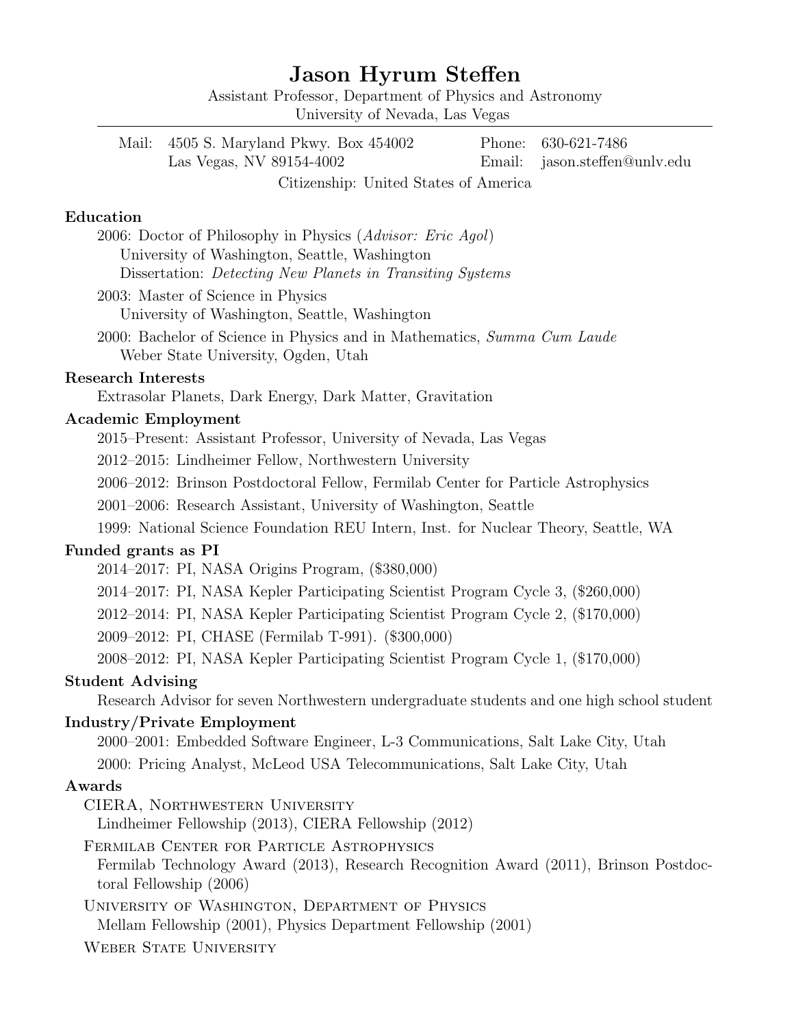# Jason Hyrum Steffen

Assistant Professor, Department of Physics and Astronomy
University of Nevada, Las Vegas

---

Mail: 4505 S. Maryland Pkwy. Box 454002
Las Vegas, NV 89154-4002

Phone: 630-621-7486
Email: jason.steffen@unlv.edu

Citizenship: United States of America

## Education

2006: Doctor of Philosophy in Physics (*Advisor: Eric Agol*)
University of Washington, Seattle, Washington
Dissertation: *Detecting New Planets in Transiting Systems*

2003: Master of Science in Physics
University of Washington, Seattle, Washington

2000: Bachelor of Science in Physics and in Mathematics, *Summa Cum Laude*
Weber State University, Ogden, Utah

## Research Interests

Extrasolar Planets, Dark Energy, Dark Matter, Gravitation

## Academic Employment

2015–Present: Assistant Professor, University of Nevada, Las Vegas

2012–2015: Lindheimer Fellow, Northwestern University

2006–2012: Brinson Postdoctoral Fellow, Fermilab Center for Particle Astrophysics

2001–2006: Research Assistant, University of Washington, Seattle

1999: National Science Foundation REU Intern, Inst. for Nuclear Theory, Seattle, WA

## Funded grants as PI

2014–2017: PI, NASA Origins Program, ($380,000)

2014–2017: PI, NASA Kepler Participating Scientist Program Cycle 3, ($260,000)

2012–2014: PI, NASA Kepler Participating Scientist Program Cycle 2, ($170,000)

2009–2012: PI, CHASE (Fermilab T-991). ($300,000)

2008–2012: PI, NASA Kepler Participating Scientist Program Cycle 1, ($170,000)

## Student Advising

Research Advisor for seven Northwestern undergraduate students and one high school student

## Industry/Private Employment

2000–2001: Embedded Software Engineer, L-3 Communications, Salt Lake City, Utah

2000: Pricing Analyst, McLeod USA Telecommunications, Salt Lake City, Utah

## Awards

CIERA, Northwestern University
Lindheimer Fellowship (2013), CIERA Fellowship (2012)

Fermilab Center for Particle Astrophysics
Fermilab Technology Award (2013), Research Recognition Award (2011), Brinson Postdoctoral Fellowship (2006)

University of Washington, Department of Physics
Mellam Fellowship (2001), Physics Department Fellowship (2001)

Weber State University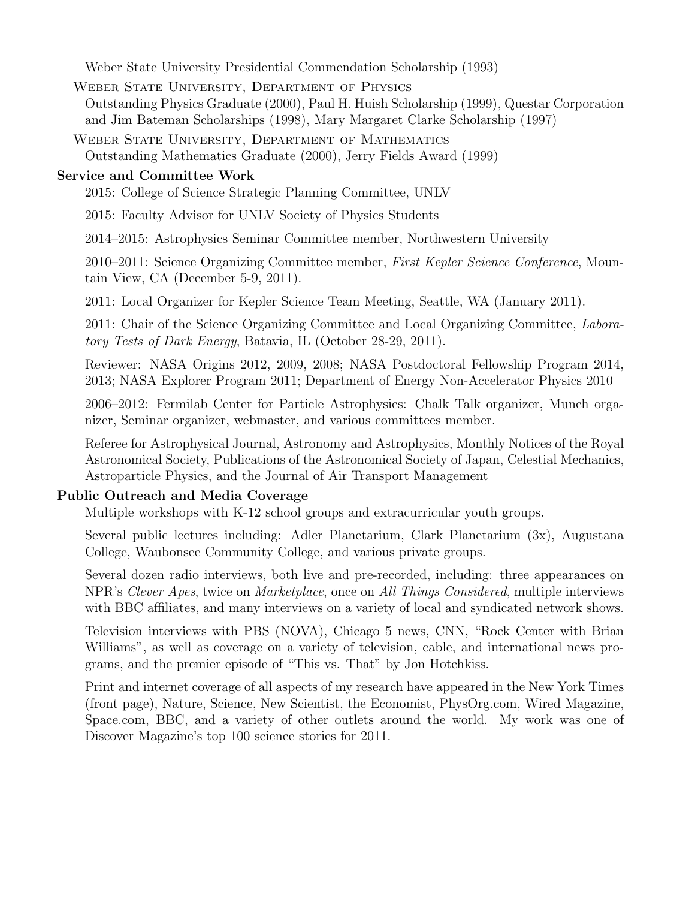Weber State University Presidential Commendation Scholarship (1993)

Weber State University, Department of Physics
Outstanding Physics Graduate (2000), Paul H. Huish Scholarship (1999), Questar Corporation and Jim Bateman Scholarships (1998), Mary Margaret Clarke Scholarship (1997)

Weber State University, Department of Mathematics
Outstanding Mathematics Graduate (2000), Jerry Fields Award (1999)

**Service and Committee Work**

2015: College of Science Strategic Planning Committee, UNLV

2015: Faculty Advisor for UNLV Society of Physics Students

2014–2015: Astrophysics Seminar Committee member, Northwestern University

2010–2011: Science Organizing Committee member, *First Kepler Science Conference*, Mountain View, CA (December 5-9, 2011).

2011: Local Organizer for Kepler Science Team Meeting, Seattle, WA (January 2011).

2011: Chair of the Science Organizing Committee and Local Organizing Committee, *Laboratory Tests of Dark Energy*, Batavia, IL (October 28-29, 2011).

Reviewer: NASA Origins 2012, 2009, 2008; NASA Postdoctoral Fellowship Program 2014, 2013; NASA Explorer Program 2011; Department of Energy Non-Accelerator Physics 2010

2006–2012: Fermilab Center for Particle Astrophysics: Chalk Talk organizer, Munch organizer, Seminar organizer, webmaster, and various committees member.

Referee for Astrophysical Journal, Astronomy and Astrophysics, Monthly Notices of the Royal Astronomical Society, Publications of the Astronomical Society of Japan, Celestial Mechanics, Astroparticle Physics, and the Journal of Air Transport Management

**Public Outreach and Media Coverage**

Multiple workshops with K-12 school groups and extracurricular youth groups.

Several public lectures including: Adler Planetarium, Clark Planetarium (3x), Augustana College, Waubonsee Community College, and various private groups.

Several dozen radio interviews, both live and pre-recorded, including: three appearances on NPR's *Clever Apes*, twice on *Marketplace*, once on *All Things Considered*, multiple interviews with BBC affiliates, and many interviews on a variety of local and syndicated network shows.

Television interviews with PBS (NOVA), Chicago 5 news, CNN, "Rock Center with Brian Williams", as well as coverage on a variety of television, cable, and international news programs, and the premier episode of "This vs. That" by Jon Hotchkiss.

Print and internet coverage of all aspects of my research have appeared in the New York Times (front page), Nature, Science, New Scientist, the Economist, PhysOrg.com, Wired Magazine, Space.com, BBC, and a variety of other outlets around the world. My work was one of Discover Magazine's top 100 science stories for 2011.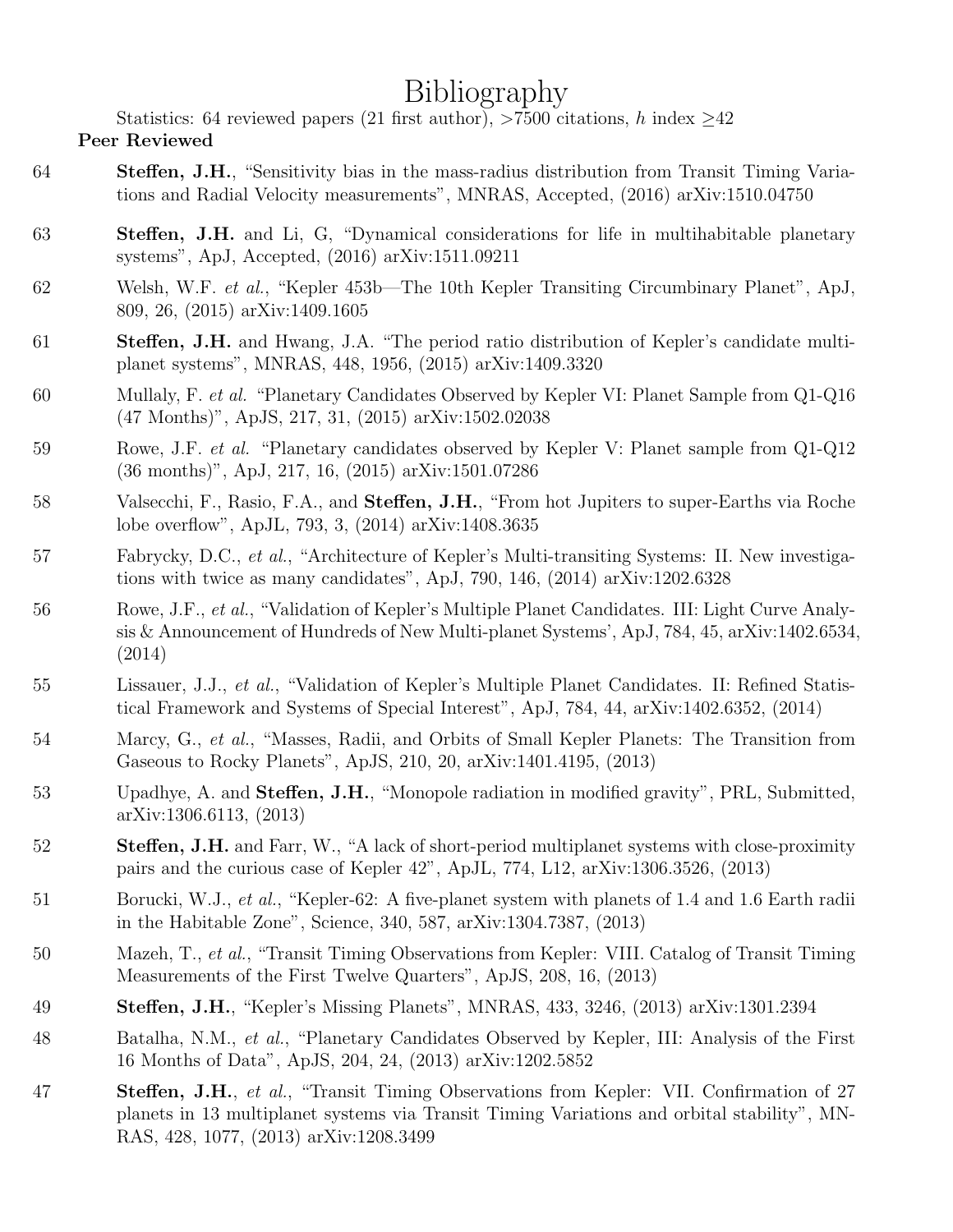# Bibliography

Statistics: 64 reviewed papers (21 first author), >7500 citations, $h$ index $\geq$42

**Peer Reviewed**

64 **Steffen, J.H.**, "Sensitivity bias in the mass-radius distribution from Transit Timing Variations and Radial Velocity measurements", MNRAS, Accepted, (2016) arXiv:1510.04750

63 **Steffen, J.H.** and Li, G, "Dynamical considerations for life in multihabitable planetary systems", ApJ, Accepted, (2016) arXiv:1511.09211

62 Welsh, W.F. *et al.*, "Kepler 453b—The 10th Kepler Transiting Circumbinary Planet", ApJ, 809, 26, (2015) arXiv:1409.1605

61 **Steffen, J.H.** and Hwang, J.A. "The period ratio distribution of Kepler's candidate multiplanet systems", MNRAS, 448, 1956, (2015) arXiv:1409.3320

60 Mullaly, F. *et al.* "Planetary Candidates Observed by Kepler VI: Planet Sample from Q1-Q16 (47 Months)", ApJS, 217, 31, (2015) arXiv:1502.02038

59 Rowe, J.F. *et al.* "Planetary candidates observed by Kepler V: Planet sample from Q1-Q12 (36 months)", ApJ, 217, 16, (2015) arXiv:1501.07286

58 Valsecchi, F., Rasio, F.A., and **Steffen, J.H.**, "From hot Jupiters to super-Earths via Roche lobe overflow", ApJL, 793, 3, (2014) arXiv:1408.3635

57 Fabrycky, D.C., *et al.*, "Architecture of Kepler's Multi-transiting Systems: II. New investigations with twice as many candidates", ApJ, 790, 146, (2014) arXiv:1202.6328

56 Rowe, J.F., *et al.*, "Validation of Kepler's Multiple Planet Candidates. III: Light Curve Analysis & Announcement of Hundreds of New Multi-planet Systems', ApJ, 784, 45, arXiv:1402.6534, (2014)

55 Lissauer, J.J., *et al.*, "Validation of Kepler's Multiple Planet Candidates. II: Refined Statistical Framework and Systems of Special Interest", ApJ, 784, 44, arXiv:1402.6352, (2014)

54 Marcy, G., *et al.*, "Masses, Radii, and Orbits of Small Kepler Planets: The Transition from Gaseous to Rocky Planets", ApJS, 210, 20, arXiv:1401.4195, (2013)

53 Upadhye, A. and **Steffen, J.H.**, "Monopole radiation in modified gravity", PRL, Submitted, arXiv:1306.6113, (2013)

52 **Steffen, J.H.** and Farr, W., "A lack of short-period multiplanet systems with close-proximity pairs and the curious case of Kepler 42", ApJL, 774, L12, arXiv:1306.3526, (2013)

51 Borucki, W.J., *et al.*, "Kepler-62: A five-planet system with planets of 1.4 and 1.6 Earth radii in the Habitable Zone", Science, 340, 587, arXiv:1304.7387, (2013)

50 Mazeh, T., *et al.*, "Transit Timing Observations from Kepler: VIII. Catalog of Transit Timing Measurements of the First Twelve Quarters", ApJS, 208, 16, (2013)

49 **Steffen, J.H.**, "Kepler's Missing Planets", MNRAS, 433, 3246, (2013) arXiv:1301.2394

48 Batalha, N.M., *et al.*, "Planetary Candidates Observed by Kepler, III: Analysis of the First 16 Months of Data", ApJS, 204, 24, (2013) arXiv:1202.5852

47 **Steffen, J.H.**, *et al.*, "Transit Timing Observations from Kepler: VII. Confirmation of 27 planets in 13 multiplanet systems via Transit Timing Variations and orbital stability", MNRAS, 428, 1077, (2013) arXiv:1208.3499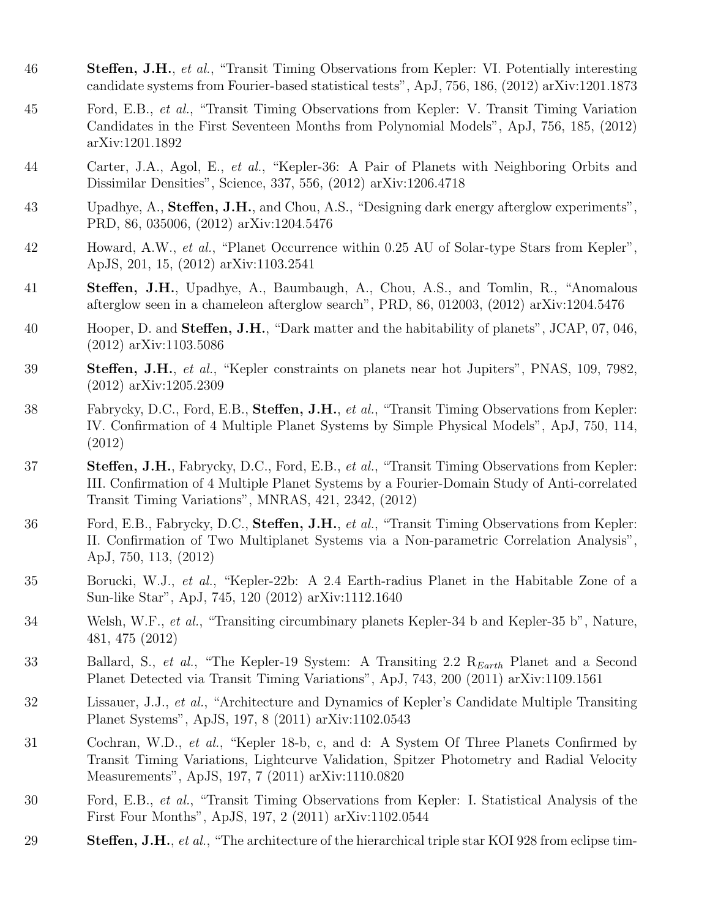46 **Steffen, J.H.**, *et al.*, "Transit Timing Observations from Kepler: VI. Potentially interesting candidate systems from Fourier-based statistical tests", ApJ, 756, 186, (2012) arXiv:1201.1873

45 Ford, E.B., *et al.*, "Transit Timing Observations from Kepler: V. Transit Timing Variation Candidates in the First Seventeen Months from Polynomial Models", ApJ, 756, 185, (2012) arXiv:1201.1892

44 Carter, J.A., Agol, E., *et al.*, "Kepler-36: A Pair of Planets with Neighboring Orbits and Dissimilar Densities", Science, 337, 556, (2012) arXiv:1206.4718

43 Upadhye, A., **Steffen, J.H.**, and Chou, A.S., "Designing dark energy afterglow experiments", PRD, 86, 035006, (2012) arXiv:1204.5476

42 Howard, A.W., *et al.*, "Planet Occurrence within 0.25 AU of Solar-type Stars from Kepler", ApJS, 201, 15, (2012) arXiv:1103.2541

41 **Steffen, J.H.**, Upadhye, A., Baumbaugh, A., Chou, A.S., and Tomlin, R., "Anomalous afterglow seen in a chameleon afterglow search", PRD, 86, 012003, (2012) arXiv:1204.5476

40 Hooper, D. and **Steffen, J.H.**, "Dark matter and the habitability of planets", JCAP, 07, 046, (2012) arXiv:1103.5086

39 **Steffen, J.H.**, *et al.*, "Kepler constraints on planets near hot Jupiters", PNAS, 109, 7982, (2012) arXiv:1205.2309

38 Fabrycky, D.C., Ford, E.B., **Steffen, J.H.**, *et al.*, "Transit Timing Observations from Kepler: IV. Confirmation of 4 Multiple Planet Systems by Simple Physical Models", ApJ, 750, 114, (2012)

37 **Steffen, J.H.**, Fabrycky, D.C., Ford, E.B., *et al.*, "Transit Timing Observations from Kepler: III. Confirmation of 4 Multiple Planet Systems by a Fourier-Domain Study of Anti-correlated Transit Timing Variations", MNRAS, 421, 2342, (2012)

36 Ford, E.B., Fabrycky, D.C., **Steffen, J.H.**, *et al.*, "Transit Timing Observations from Kepler: II. Confirmation of Two Multiplanet Systems via a Non-parametric Correlation Analysis", ApJ, 750, 113, (2012)

35 Borucki, W.J., *et al.*, "Kepler-22b: A 2.4 Earth-radius Planet in the Habitable Zone of a Sun-like Star", ApJ, 745, 120 (2012) arXiv:1112.1640

34 Welsh, W.F., *et al.*, "Transiting circumbinary planets Kepler-34 b and Kepler-35 b", Nature, 481, 475 (2012)

33 Ballard, S., *et al.*, "The Kepler-19 System: A Transiting 2.2 $R_{Earth}$ Planet and a Second Planet Detected via Transit Timing Variations", ApJ, 743, 200 (2011) arXiv:1109.1561

32 Lissauer, J.J., *et al.*, "Architecture and Dynamics of Kepler's Candidate Multiple Transiting Planet Systems", ApJS, 197, 8 (2011) arXiv:1102.0543

31 Cochran, W.D., *et al.*, "Kepler 18-b, c, and d: A System Of Three Planets Confirmed by Transit Timing Variations, Lightcurve Validation, Spitzer Photometry and Radial Velocity Measurements", ApJS, 197, 7 (2011) arXiv:1110.0820

30 Ford, E.B., *et al.*, "Transit Timing Observations from Kepler: I. Statistical Analysis of the First Four Months", ApJS, 197, 2 (2011) arXiv:1102.0544

29 **Steffen, J.H.**, *et al.*, "The architecture of the hierarchical triple star KOI 928 from eclipse tim-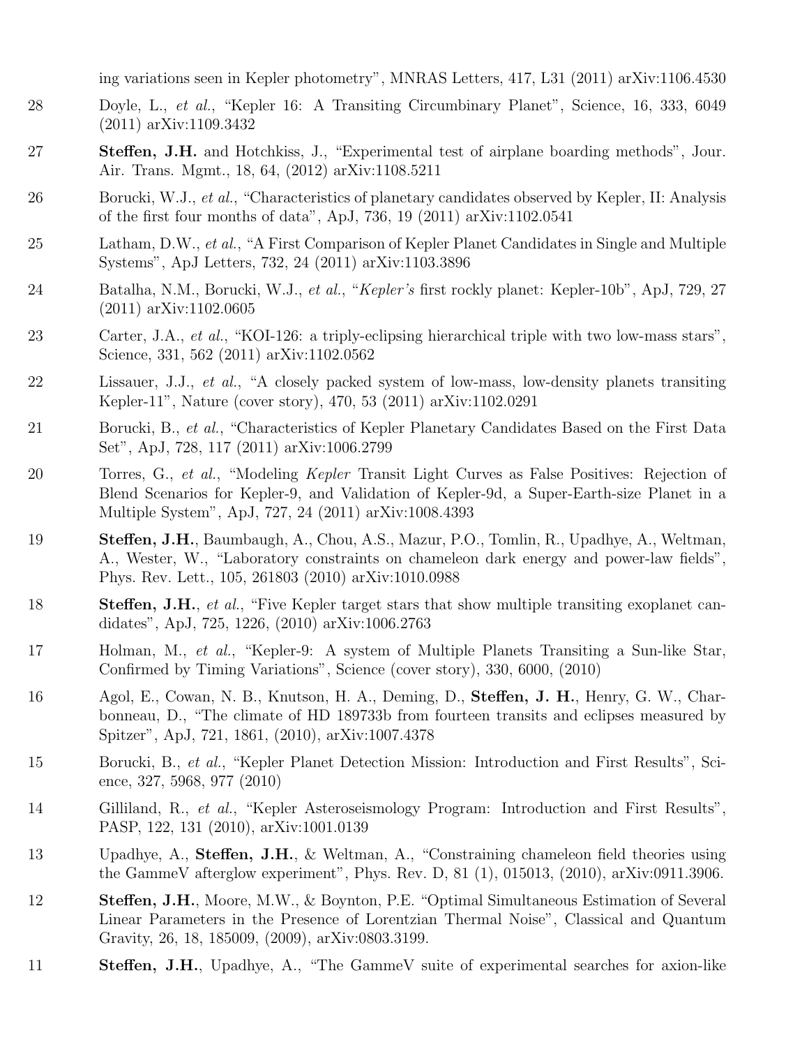ing variations seen in Kepler photometry", MNRAS Letters, 417, L31 (2011) arXiv:1106.4530

28 Doyle, L., *et al.*, "Kepler 16: A Transiting Circumbinary Planet", Science, 16, 333, 6049 (2011) arXiv:1109.3432

27 **Steffen, J.H.** and Hotchkiss, J., "Experimental test of airplane boarding methods", Jour. Air. Trans. Mgmt., 18, 64, (2012) arXiv:1108.5211

26 Borucki, W.J., *et al.*, "Characteristics of planetary candidates observed by Kepler, II: Analysis of the first four months of data", ApJ, 736, 19 (2011) arXiv:1102.0541

25 Latham, D.W., *et al.*, "A First Comparison of Kepler Planet Candidates in Single and Multiple Systems", ApJ Letters, 732, 24 (2011) arXiv:1103.3896

24 Batalha, N.M., Borucki, W.J., *et al.*, "*Kepler's* first rockly planet: Kepler-10b", ApJ, 729, 27 (2011) arXiv:1102.0605

23 Carter, J.A., *et al.*, "KOI-126: a triply-eclipsing hierarchical triple with two low-mass stars", Science, 331, 562 (2011) arXiv:1102.0562

22 Lissauer, J.J., *et al.*, "A closely packed system of low-mass, low-density planets transiting Kepler-11", Nature (cover story), 470, 53 (2011) arXiv:1102.0291

21 Borucki, B., *et al.*, "Characteristics of Kepler Planetary Candidates Based on the First Data Set", ApJ, 728, 117 (2011) arXiv:1006.2799

20 Torres, G., *et al.*, "Modeling *Kepler* Transit Light Curves as False Positives: Rejection of Blend Scenarios for Kepler-9, and Validation of Kepler-9d, a Super-Earth-size Planet in a Multiple System", ApJ, 727, 24 (2011) arXiv:1008.4393

19 **Steffen, J.H.**, Baumbaugh, A., Chou, A.S., Mazur, P.O., Tomlin, R., Upadhye, A., Weltman, A., Wester, W., "Laboratory constraints on chameleon dark energy and power-law fields", Phys. Rev. Lett., 105, 261803 (2010) arXiv:1010.0988

18 **Steffen, J.H.**, *et al.*, "Five Kepler target stars that show multiple transiting exoplanet candidates", ApJ, 725, 1226, (2010) arXiv:1006.2763

17 Holman, M., *et al.*, "Kepler-9: A system of Multiple Planets Transiting a Sun-like Star, Confirmed by Timing Variations", Science (cover story), 330, 6000, (2010)

16 Agol, E., Cowan, N. B., Knutson, H. A., Deming, D., **Steffen, J. H.**, Henry, G. W., Charbonneau, D., "The climate of HD 189733b from fourteen transits and eclipses measured by Spitzer", ApJ, 721, 1861, (2010), arXiv:1007.4378

15 Borucki, B., *et al.*, "Kepler Planet Detection Mission: Introduction and First Results", Science, 327, 5968, 977 (2010)

14 Gilliland, R., *et al.*, "Kepler Asteroseismology Program: Introduction and First Results", PASP, 122, 131 (2010), arXiv:1001.0139

13 Upadhye, A., **Steffen, J.H.**, & Weltman, A., "Constraining chameleon field theories using the GammeV afterglow experiment", Phys. Rev. D, 81 (1), 015013, (2010), arXiv:0911.3906.

12 **Steffen, J.H.**, Moore, M.W., & Boynton, P.E. "Optimal Simultaneous Estimation of Several Linear Parameters in the Presence of Lorentzian Thermal Noise", Classical and Quantum Gravity, 26, 18, 185009, (2009), arXiv:0803.3199.

11 **Steffen, J.H.**, Upadhye, A., "The GammeV suite of experimental searches for axion-like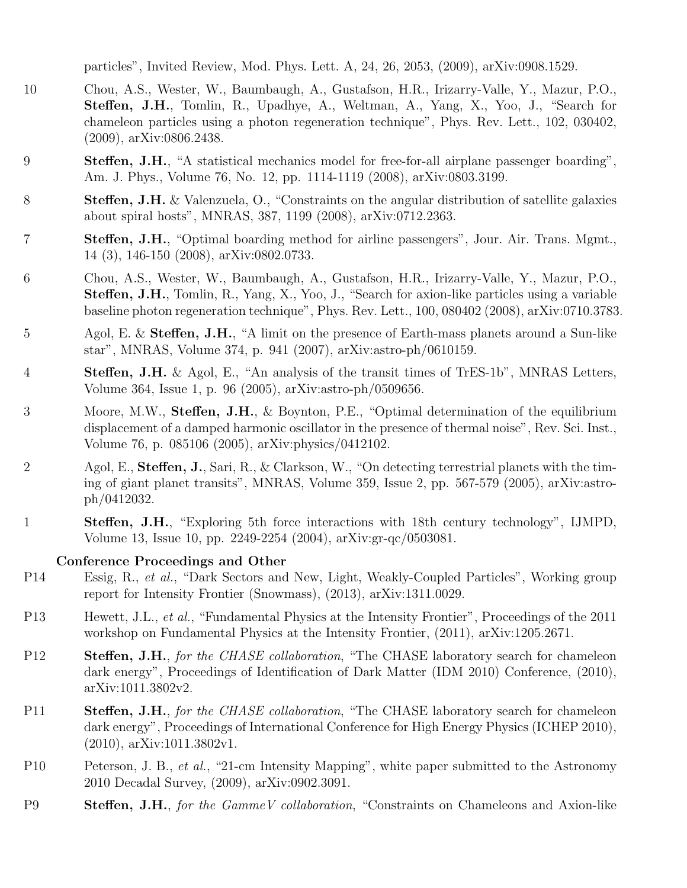particles", Invited Review, Mod. Phys. Lett. A, 24, 26, 2053, (2009), arXiv:0908.1529.

10 Chou, A.S., Wester, W., Baumbaugh, A., Gustafson, H.R., Irizarry-Valle, Y., Mazur, P.O., **Steffen, J.H.**, Tomlin, R., Upadhye, A., Weltman, A., Yang, X., Yoo, J., "Search for chameleon particles using a photon regeneration technique", Phys. Rev. Lett., 102, 030402, (2009), arXiv:0806.2438.

9 **Steffen, J.H.**, "A statistical mechanics model for free-for-all airplane passenger boarding", Am. J. Phys., Volume 76, No. 12, pp. 1114-1119 (2008), arXiv:0803.3199.

8 **Steffen, J.H.** & Valenzuela, O., "Constraints on the angular distribution of satellite galaxies about spiral hosts", MNRAS, 387, 1199 (2008), arXiv:0712.2363.

7 **Steffen, J.H.**, "Optimal boarding method for airline passengers", Jour. Air. Trans. Mgmt., 14 (3), 146-150 (2008), arXiv:0802.0733.

6 Chou, A.S., Wester, W., Baumbaugh, A., Gustafson, H.R., Irizarry-Valle, Y., Mazur, P.O., **Steffen, J.H.**, Tomlin, R., Yang, X., Yoo, J., "Search for axion-like particles using a variable baseline photon regeneration technique", Phys. Rev. Lett., 100, 080402 (2008), arXiv:0710.3783.

5 Agol, E. & **Steffen, J.H.**, "A limit on the presence of Earth-mass planets around a Sun-like star", MNRAS, Volume 374, p. 941 (2007), arXiv:astro-ph/0610159.

4 **Steffen, J.H.** & Agol, E., "An analysis of the transit times of TrES-1b", MNRAS Letters, Volume 364, Issue 1, p. 96 (2005), arXiv:astro-ph/0509656.

3 Moore, M.W., **Steffen, J.H.**, & Boynton, P.E., "Optimal determination of the equilibrium displacement of a damped harmonic oscillator in the presence of thermal noise", Rev. Sci. Inst., Volume 76, p. 085106 (2005), arXiv:physics/0412102.

2 Agol, E., **Steffen, J.**, Sari, R., & Clarkson, W., "On detecting terrestrial planets with the timing of giant planet transits", MNRAS, Volume 359, Issue 2, pp. 567-579 (2005), arXiv:astro-ph/0412032.

1 **Steffen, J.H.**, "Exploring 5th force interactions with 18th century technology", IJMPD, Volume 13, Issue 10, pp. 2249-2254 (2004), arXiv:gr-qc/0503081.

### Conference Proceedings and Other

P14 Essig, R., *et al.*, "Dark Sectors and New, Light, Weakly-Coupled Particles", Working group report for Intensity Frontier (Snowmass), (2013), arXiv:1311.0029.

P13 Hewett, J.L., *et al.*, "Fundamental Physics at the Intensity Frontier", Proceedings of the 2011 workshop on Fundamental Physics at the Intensity Frontier, (2011), arXiv:1205.2671.

P12 **Steffen, J.H.**, *for the CHASE collaboration*, "The CHASE laboratory search for chameleon dark energy", Proceedings of Identification of Dark Matter (IDM 2010) Conference, (2010), arXiv:1011.3802v2.

P11 **Steffen, J.H.**, *for the CHASE collaboration*, "The CHASE laboratory search for chameleon dark energy", Proceedings of International Conference for High Energy Physics (ICHEP 2010), (2010), arXiv:1011.3802v1.

P10 Peterson, J. B., *et al.*, "21-cm Intensity Mapping", white paper submitted to the Astronomy 2010 Decadal Survey, (2009), arXiv:0902.3091.

P9 **Steffen, J.H.**, *for the GammeV collaboration*, "Constraints on Chameleons and Axion-like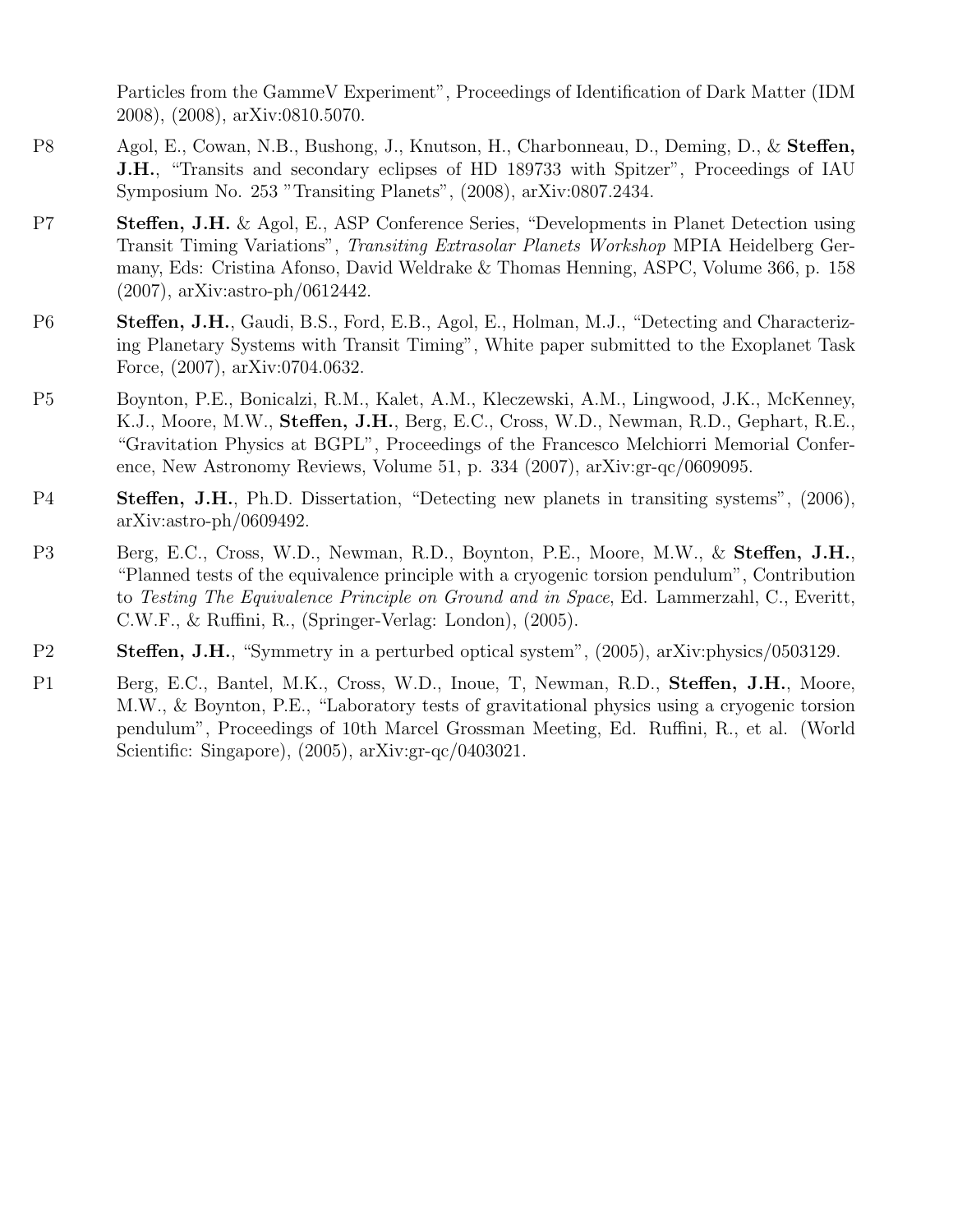Particles from the GammeV Experiment", Proceedings of Identification of Dark Matter (IDM 2008), (2008), arXiv:0810.5070.

P8 Agol, E., Cowan, N.B., Bushong, J., Knutson, H., Charbonneau, D., Deming, D., & **Steffen, J.H.**, "Transits and secondary eclipses of HD 189733 with Spitzer", Proceedings of IAU Symposium No. 253 "Transiting Planets", (2008), arXiv:0807.2434.

P7 **Steffen, J.H.** & Agol, E., ASP Conference Series, "Developments in Planet Detection using Transit Timing Variations", *Transiting Extrasolar Planets Workshop* MPIA Heidelberg Germany, Eds: Cristina Afonso, David Weldrake & Thomas Henning, ASPC, Volume 366, p. 158 (2007), arXiv:astro-ph/0612442.

P6 **Steffen, J.H.**, Gaudi, B.S., Ford, E.B., Agol, E., Holman, M.J., "Detecting and Characterizing Planetary Systems with Transit Timing", White paper submitted to the Exoplanet Task Force, (2007), arXiv:0704.0632.

P5 Boynton, P.E., Bonicalzi, R.M., Kalet, A.M., Kleczewski, A.M., Lingwood, J.K., McKenney, K.J., Moore, M.W., **Steffen, J.H.**, Berg, E.C., Cross, W.D., Newman, R.D., Gephart, R.E., "Gravitation Physics at BGPL", Proceedings of the Francesco Melchiorri Memorial Conference, New Astronomy Reviews, Volume 51, p. 334 (2007), arXiv:gr-qc/0609095.

P4 **Steffen, J.H.**, Ph.D. Dissertation, "Detecting new planets in transiting systems", (2006), arXiv:astro-ph/0609492.

P3 Berg, E.C., Cross, W.D., Newman, R.D., Boynton, P.E., Moore, M.W., & **Steffen, J.H.**, "Planned tests of the equivalence principle with a cryogenic torsion pendulum", Contribution to *Testing The Equivalence Principle on Ground and in Space*, Ed. Lammerzahl, C., Everitt, C.W.F., & Ruffini, R., (Springer-Verlag: London), (2005).

P2 **Steffen, J.H.**, "Symmetry in a perturbed optical system", (2005), arXiv:physics/0503129.

P1 Berg, E.C., Bantel, M.K., Cross, W.D., Inoue, T, Newman, R.D., **Steffen, J.H.**, Moore, M.W., & Boynton, P.E., "Laboratory tests of gravitational physics using a cryogenic torsion pendulum", Proceedings of 10th Marcel Grossman Meeting, Ed. Ruffini, R., et al. (World Scientific: Singapore), (2005), arXiv:gr-qc/0403021.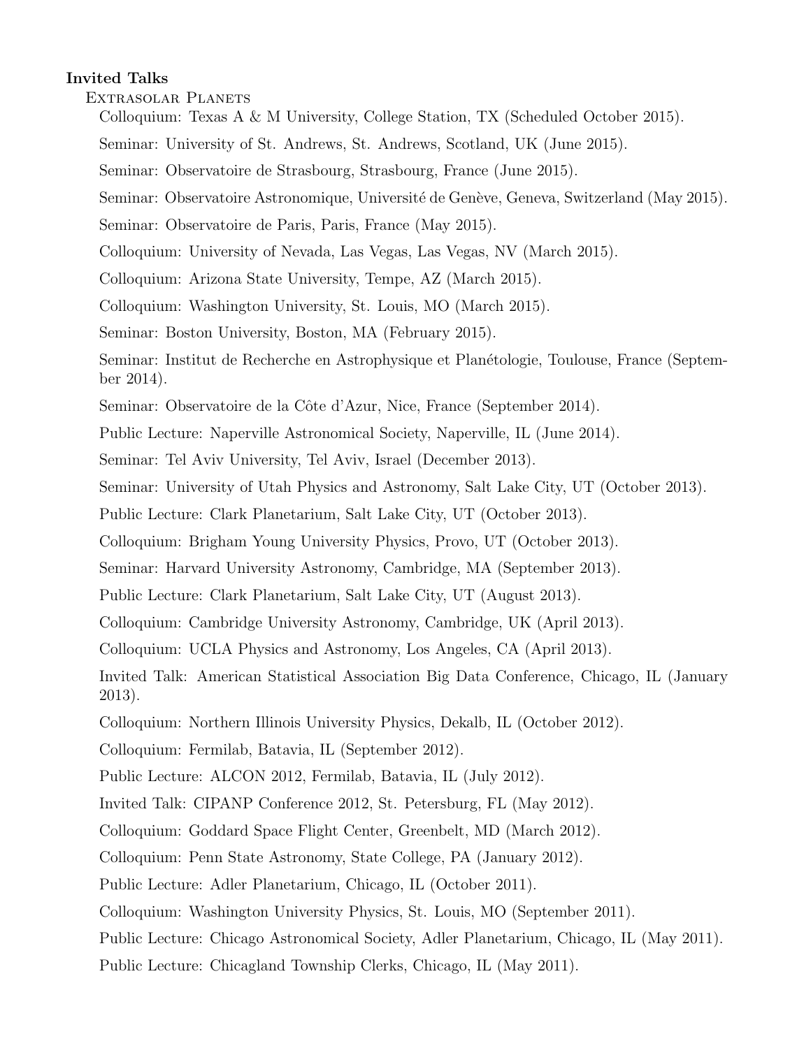**Invited Talks**

Extrasolar Planets

Colloquium: Texas A & M University, College Station, TX (Scheduled October 2015).

Seminar: University of St. Andrews, St. Andrews, Scotland, UK (June 2015).

Seminar: Observatoire de Strasbourg, Strasbourg, France (June 2015).

Seminar: Observatoire Astronomique, Université de Genève, Geneva, Switzerland (May 2015).

Seminar: Observatoire de Paris, Paris, France (May 2015).

Colloquium: University of Nevada, Las Vegas, Las Vegas, NV (March 2015).

Colloquium: Arizona State University, Tempe, AZ (March 2015).

Colloquium: Washington University, St. Louis, MO (March 2015).

Seminar: Boston University, Boston, MA (February 2015).

Seminar: Institut de Recherche en Astrophysique et Planétologie, Toulouse, France (September 2014).

Seminar: Observatoire de la Côte d'Azur, Nice, France (September 2014).

Public Lecture: Naperville Astronomical Society, Naperville, IL (June 2014).

Seminar: Tel Aviv University, Tel Aviv, Israel (December 2013).

Seminar: University of Utah Physics and Astronomy, Salt Lake City, UT (October 2013).

Public Lecture: Clark Planetarium, Salt Lake City, UT (October 2013).

Colloquium: Brigham Young University Physics, Provo, UT (October 2013).

Seminar: Harvard University Astronomy, Cambridge, MA (September 2013).

Public Lecture: Clark Planetarium, Salt Lake City, UT (August 2013).

Colloquium: Cambridge University Astronomy, Cambridge, UK (April 2013).

Colloquium: UCLA Physics and Astronomy, Los Angeles, CA (April 2013).

Invited Talk: American Statistical Association Big Data Conference, Chicago, IL (January 2013).

Colloquium: Northern Illinois University Physics, Dekalb, IL (October 2012).

Colloquium: Fermilab, Batavia, IL (September 2012).

Public Lecture: ALCON 2012, Fermilab, Batavia, IL (July 2012).

Invited Talk: CIPANP Conference 2012, St. Petersburg, FL (May 2012).

Colloquium: Goddard Space Flight Center, Greenbelt, MD (March 2012).

Colloquium: Penn State Astronomy, State College, PA (January 2012).

Public Lecture: Adler Planetarium, Chicago, IL (October 2011).

Colloquium: Washington University Physics, St. Louis, MO (September 2011).

Public Lecture: Chicago Astronomical Society, Adler Planetarium, Chicago, IL (May 2011).

Public Lecture: Chicagland Township Clerks, Chicago, IL (May 2011).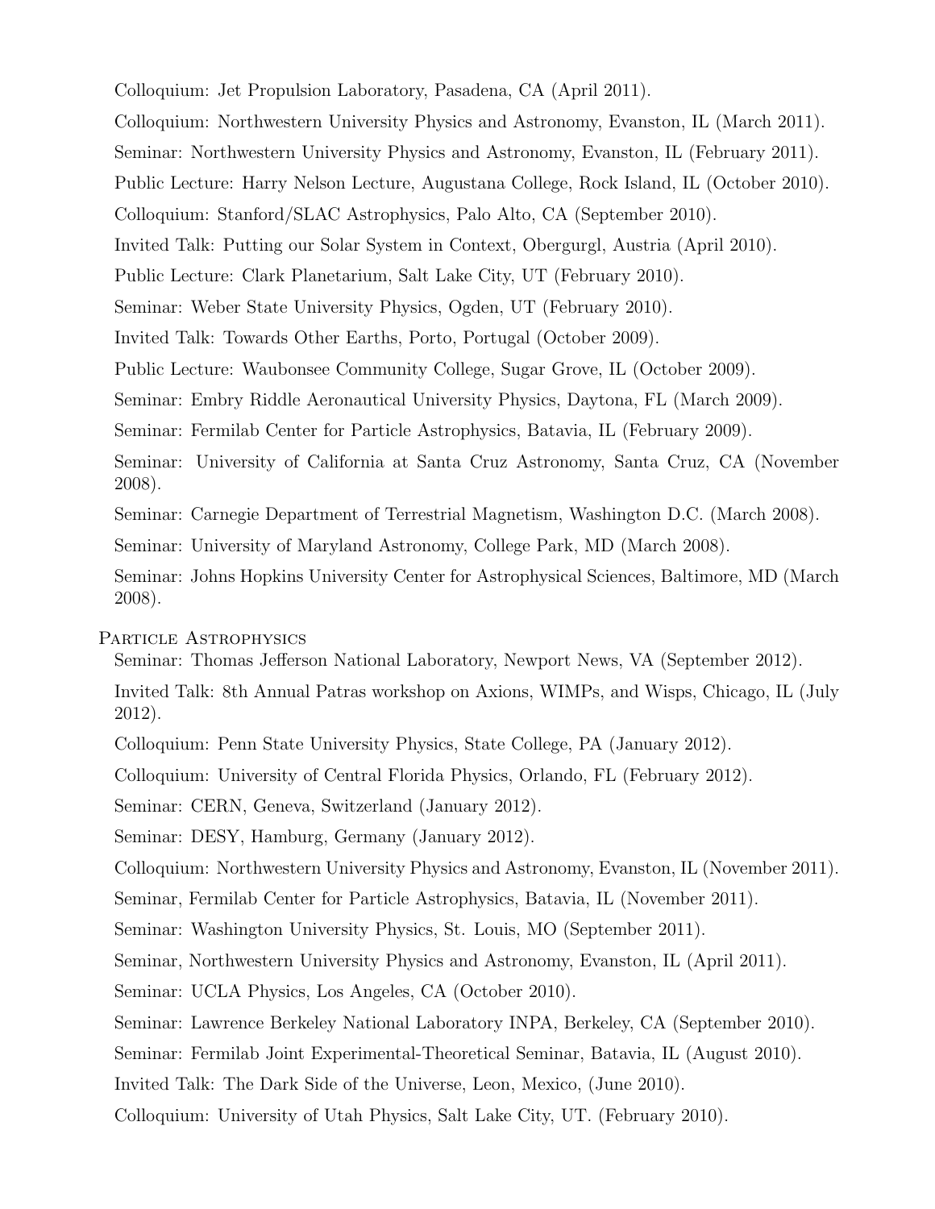Colloquium: Jet Propulsion Laboratory, Pasadena, CA (April 2011).

Colloquium: Northwestern University Physics and Astronomy, Evanston, IL (March 2011).

Seminar: Northwestern University Physics and Astronomy, Evanston, IL (February 2011).

Public Lecture: Harry Nelson Lecture, Augustana College, Rock Island, IL (October 2010).

Colloquium: Stanford/SLAC Astrophysics, Palo Alto, CA (September 2010).

Invited Talk: Putting our Solar System in Context, Obergurgl, Austria (April 2010).

Public Lecture: Clark Planetarium, Salt Lake City, UT (February 2010).

Seminar: Weber State University Physics, Ogden, UT (February 2010).

Invited Talk: Towards Other Earths, Porto, Portugal (October 2009).

Public Lecture: Waubonsee Community College, Sugar Grove, IL (October 2009).

Seminar: Embry Riddle Aeronautical University Physics, Daytona, FL (March 2009).

Seminar: Fermilab Center for Particle Astrophysics, Batavia, IL (February 2009).

Seminar: University of California at Santa Cruz Astronomy, Santa Cruz, CA (November 2008).

Seminar: Carnegie Department of Terrestrial Magnetism, Washington D.C. (March 2008).

Seminar: University of Maryland Astronomy, College Park, MD (March 2008).

Seminar: Johns Hopkins University Center for Astrophysical Sciences, Baltimore, MD (March 2008).

### Particle Astrophysics

Seminar: Thomas Jefferson National Laboratory, Newport News, VA (September 2012).

Invited Talk: 8th Annual Patras workshop on Axions, WIMPs, and Wisps, Chicago, IL (July 2012).

Colloquium: Penn State University Physics, State College, PA (January 2012).

Colloquium: University of Central Florida Physics, Orlando, FL (February 2012).

Seminar: CERN, Geneva, Switzerland (January 2012).

Seminar: DESY, Hamburg, Germany (January 2012).

Colloquium: Northwestern University Physics and Astronomy, Evanston, IL (November 2011).

Seminar, Fermilab Center for Particle Astrophysics, Batavia, IL (November 2011).

Seminar: Washington University Physics, St. Louis, MO (September 2011).

Seminar, Northwestern University Physics and Astronomy, Evanston, IL (April 2011).

Seminar: UCLA Physics, Los Angeles, CA (October 2010).

Seminar: Lawrence Berkeley National Laboratory INPA, Berkeley, CA (September 2010).

Seminar: Fermilab Joint Experimental-Theoretical Seminar, Batavia, IL (August 2010).

Invited Talk: The Dark Side of the Universe, Leon, Mexico, (June 2010).

Colloquium: University of Utah Physics, Salt Lake City, UT. (February 2010).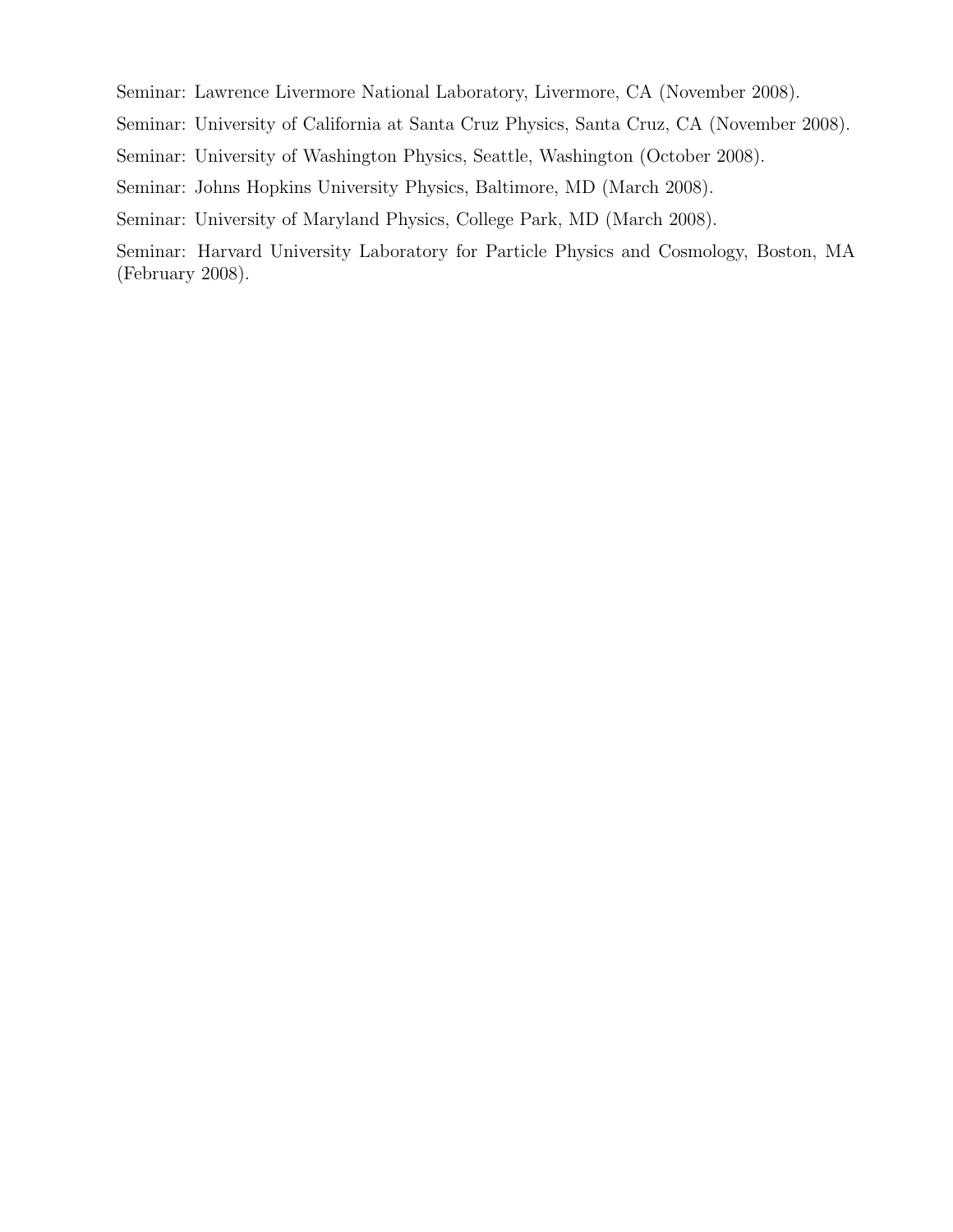Seminar: Lawrence Livermore National Laboratory, Livermore, CA (November 2008).

Seminar: University of California at Santa Cruz Physics, Santa Cruz, CA (November 2008).

Seminar: University of Washington Physics, Seattle, Washington (October 2008).

Seminar: Johns Hopkins University Physics, Baltimore, MD (March 2008).

Seminar: University of Maryland Physics, College Park, MD (March 2008).

Seminar: Harvard University Laboratory for Particle Physics and Cosmology, Boston, MA (February 2008).